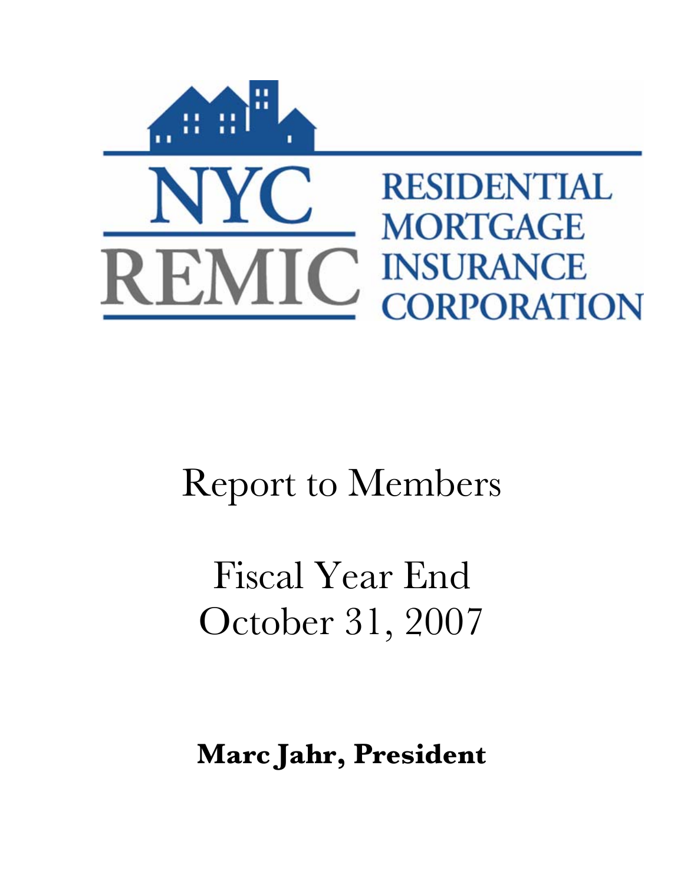NYC REMIC

RESIDENTIAL MORTGAGE INSURANCE CORPORATION

# Report to Members

# Fiscal Year End October 31, 2007

**Marc Jahr, President**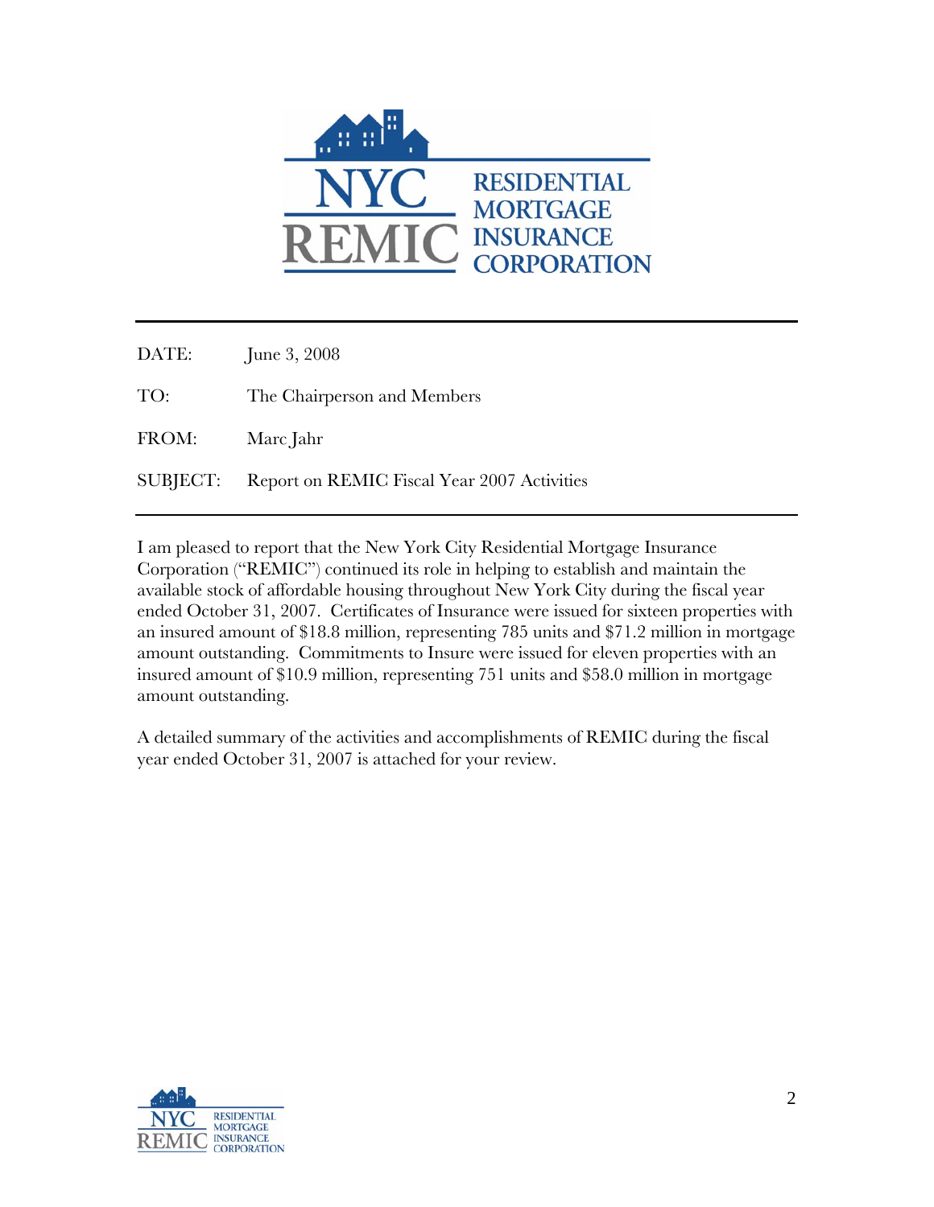NYC REMIC RESIDENTIAL MORTGAGE INSURANCE CORPORATION

| | |
|---|---|
| DATE: | June 3, 2008 |
| TO: | The Chairperson and Members |
| FROM: | Marc Jahr |
| SUBJECT: | Report on REMIC Fiscal Year 2007 Activities |

I am pleased to report that the New York City Residential Mortgage Insurance Corporation ("REMIC") continued its role in helping to establish and maintain the available stock of affordable housing throughout New York City during the fiscal year ended October 31, 2007. Certificates of Insurance were issued for sixteen properties with an insured amount of $18.8 million, representing 785 units and $71.2 million in mortgage amount outstanding. Commitments to Insure were issued for eleven properties with an insured amount of $10.9 million, representing 751 units and $58.0 million in mortgage amount outstanding.

A detailed summary of the activities and accomplishments of REMIC during the fiscal year ended October 31, 2007 is attached for your review.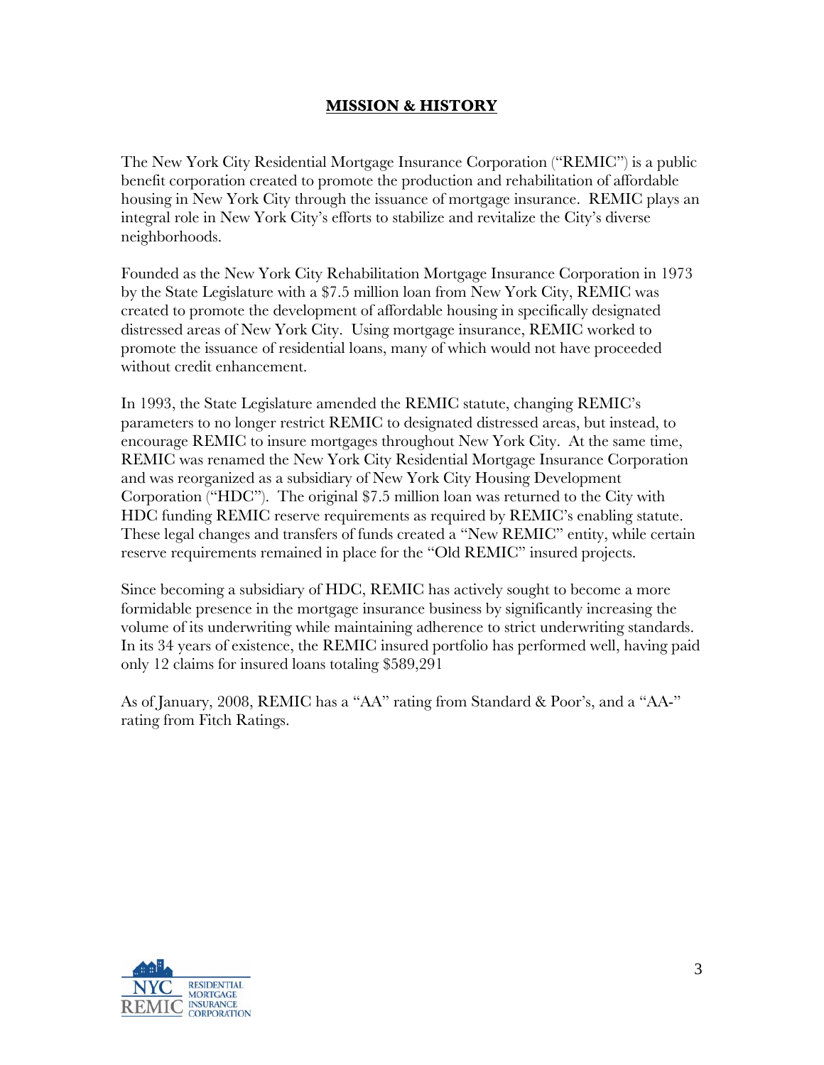## MISSION & HISTORY

The New York City Residential Mortgage Insurance Corporation ("REMIC") is a public benefit corporation created to promote the production and rehabilitation of affordable housing in New York City through the issuance of mortgage insurance. REMIC plays an integral role in New York City's efforts to stabilize and revitalize the City's diverse neighborhoods.

Founded as the New York City Rehabilitation Mortgage Insurance Corporation in 1973 by the State Legislature with a $7.5 million loan from New York City, REMIC was created to promote the development of affordable housing in specifically designated distressed areas of New York City. Using mortgage insurance, REMIC worked to promote the issuance of residential loans, many of which would not have proceeded without credit enhancement.

In 1993, the State Legislature amended the REMIC statute, changing REMIC's parameters to no longer restrict REMIC to designated distressed areas, but instead, to encourage REMIC to insure mortgages throughout New York City. At the same time, REMIC was renamed the New York City Residential Mortgage Insurance Corporation and was reorganized as a subsidiary of New York City Housing Development Corporation ("HDC"). The original $7.5 million loan was returned to the City with HDC funding REMIC reserve requirements as required by REMIC's enabling statute. These legal changes and transfers of funds created a "New REMIC" entity, while certain reserve requirements remained in place for the "Old REMIC" insured projects.

Since becoming a subsidiary of HDC, REMIC has actively sought to become a more formidable presence in the mortgage insurance business by significantly increasing the volume of its underwriting while maintaining adherence to strict underwriting standards. In its 34 years of existence, the REMIC insured portfolio has performed well, having paid only 12 claims for insured loans totaling $589,291

As of January, 2008, REMIC has a "AA" rating from Standard & Poor's, and a "AA-" rating from Fitch Ratings.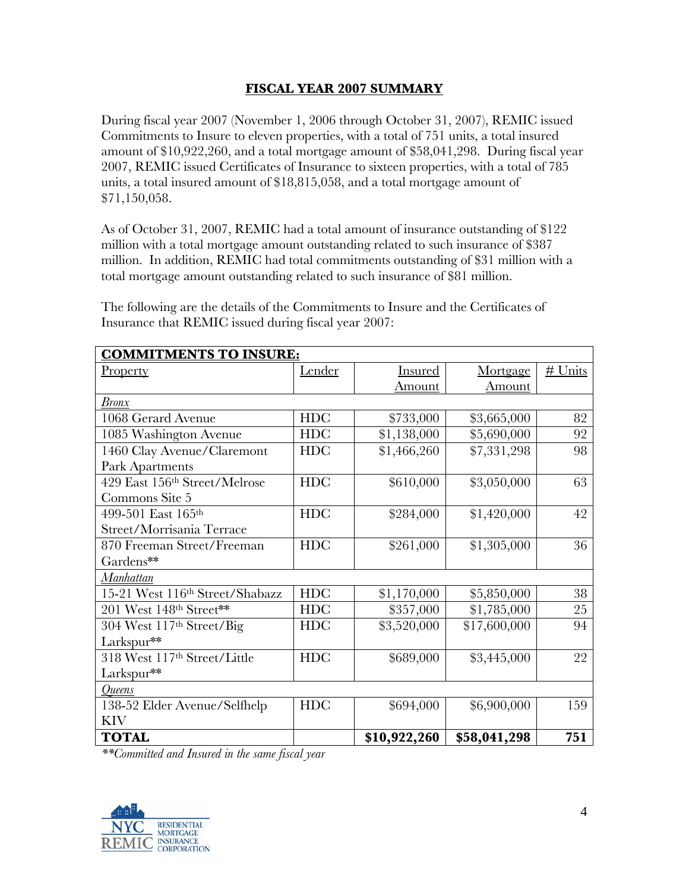# FISCAL YEAR 2007 SUMMARY

During fiscal year 2007 (November 1, 2006 through October 31, 2007), REMIC issued Commitments to Insure to eleven properties, with a total of 751 units, a total insured amount of $10,922,260, and a total mortgage amount of $58,041,298. During fiscal year 2007, REMIC issued Certificates of Insurance to sixteen properties, with a total of 785 units, a total insured amount of $18,815,058, and a total mortgage amount of $71,150,058.

As of October 31, 2007, REMIC had a total amount of insurance outstanding of $122 million with a total mortgage amount outstanding related to such insurance of $387 million. In addition, REMIC had total commitments outstanding of $31 million with a total mortgage amount outstanding related to such insurance of $81 million.

The following are the details of the Commitments to Insure and the Certificates of Insurance that REMIC issued during fiscal year 2007:

| **COMMITMENTS TO INSURE:** | | | | |
|---|---|---|---|---|
| Property | Lender | Insured Amount | Mortgage Amount | # Units |
| *Bronx* | | | | |
| 1068 Gerard Avenue | HDC | $733,000 | $3,665,000 | 82 |
| 1085 Washington Avenue | HDC | $1,138,000 | $5,690,000 | 92 |
| 1460 Clay Avenue/Claremont Park Apartments | HDC | $1,466,260 | $7,331,298 | 98 |
| 429 East 156th Street/Melrose Commons Site 5 | HDC | $610,000 | $3,050,000 | 63 |
| 499-501 East 165th Street/Morrisania Terrace | HDC | $284,000 | $1,420,000 | 42 |
| 870 Freeman Street/Freeman Gardens** | HDC | $261,000 | $1,305,000 | 36 |
| *Manhattan* | | | | |
| 15-21 West 116th Street/Shabazz | HDC | $1,170,000 | $5,850,000 | 38 |
| 201 West 148th Street** | HDC | $357,000 | $1,785,000 | 25 |
| 304 West 117th Street/Big Larkspur** | HDC | $3,520,000 | $17,600,000 | 94 |
| 318 West 117th Street/Little Larkspur** | HDC | $689,000 | $3,445,000 | 22 |
| *Queens* | | | | |
| 138-52 Elder Avenue/Selfhelp KIV | HDC | $694,000 | $6,900,000 | 159 |
| **TOTAL** | | **$10,922,260** | **$58,041,298** | **751** |

*\*\*Committed and Insured in the same fiscal year*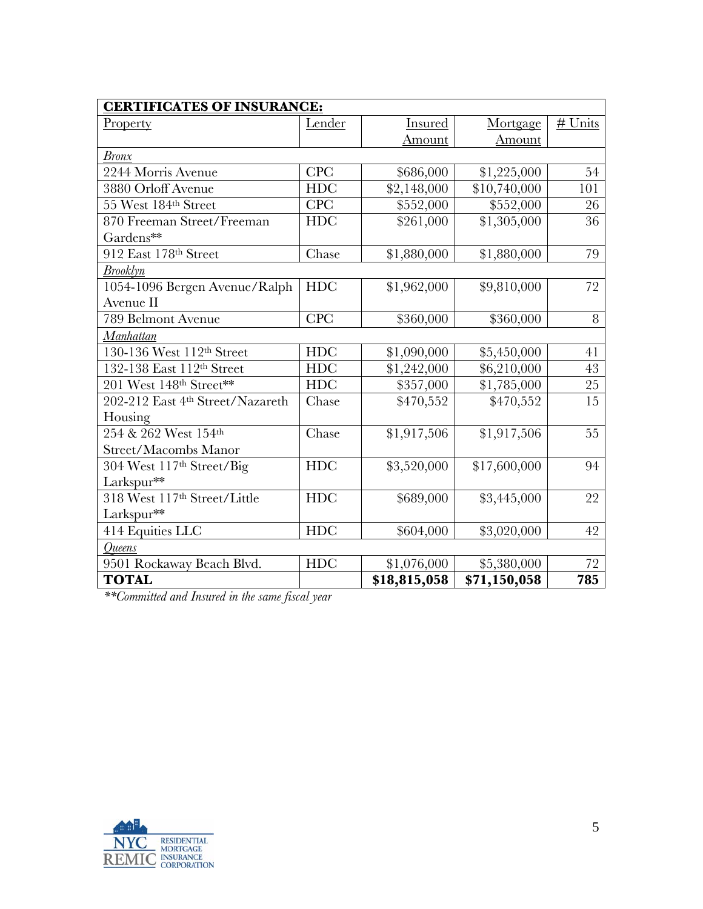| **CERTIFICATES OF INSURANCE:** | | | | |
|---|---|---|---|---|
| Property | Lender | Insured Amount | Mortgage Amount | # Units |
| *Bronx* | | | | |
| 2244 Morris Avenue | CPC | $686,000 | $1,225,000 | 54 |
| 3880 Orloff Avenue | HDC | $2,148,000 | $10,740,000 | 101 |
| 55 West 184th Street | CPC | $552,000 | $552,000 | 26 |
| 870 Freeman Street/Freeman Gardens** | HDC | $261,000 | $1,305,000 | 36 |
| 912 East 178th Street | Chase | $1,880,000 | $1,880,000 | 79 |
| *Brooklyn* | | | | |
| 1054-1096 Bergen Avenue/Ralph Avenue II | HDC | $1,962,000 | $9,810,000 | 72 |
| 789 Belmont Avenue | CPC | $360,000 | $360,000 | 8 |
| *Manhattan* | | | | |
| 130-136 West 112th Street | HDC | $1,090,000 | $5,450,000 | 41 |
| 132-138 East 112th Street | HDC | $1,242,000 | $6,210,000 | 43 |
| 201 West 148th Street** | HDC | $357,000 | $1,785,000 | 25 |
| 202-212 East 4th Street/Nazareth Housing | Chase | $470,552 | $470,552 | 15 |
| 254 & 262 West 154th Street/Macombs Manor | Chase | $1,917,506 | $1,917,506 | 55 |
| 304 West 117th Street/Big Larkspur** | HDC | $3,520,000 | $17,600,000 | 94 |
| 318 West 117th Street/Little Larkspur** | HDC | $689,000 | $3,445,000 | 22 |
| 414 Equities LLC | HDC | $604,000 | $3,020,000 | 42 |
| *Queens* | | | | |
| 9501 Rockaway Beach Blvd. | HDC | $1,076,000 | $5,380,000 | 72 |
| **TOTAL** | | **$18,815,058** | **$71,150,058** | **785** |

*\*\*Committed and Insured in the same fiscal year*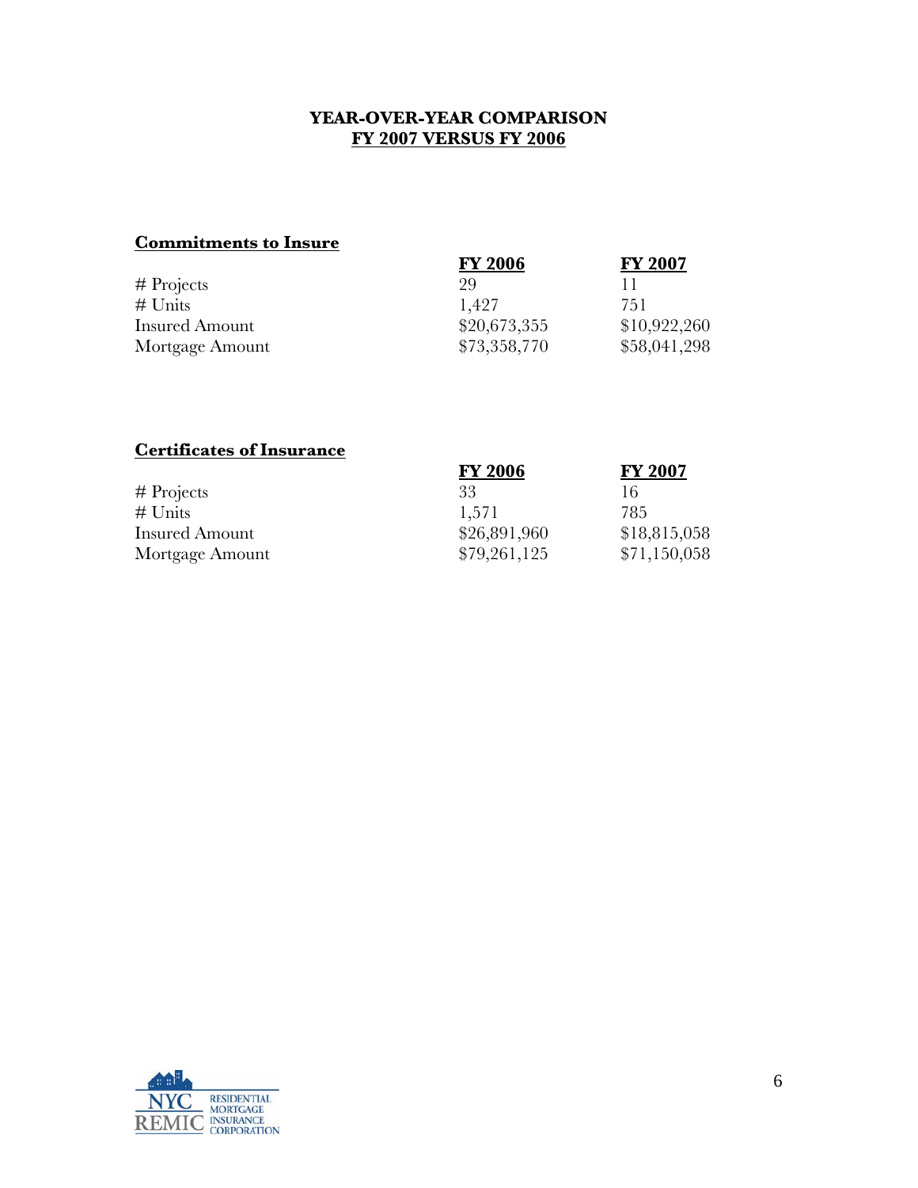# YEAR-OVER-YEAR COMPARISON
## FY 2007 VERSUS FY 2006

### Commitments to Insure

| | FY 2006 | FY 2007 |
|---|---|---|
| # Projects | 29 | 11 |
| # Units | 1,427 | 751 |
| Insured Amount | $20,673,355 | $10,922,260 |
| Mortgage Amount | $73,358,770 | $58,041,298 |

### Certificates of Insurance

| | FY 2006 | FY 2007 |
|---|---|---|
| # Projects | 33 | 16 |
| # Units | 1,571 | 785 |
| Insured Amount | $26,891,960 | $18,815,058 |
| Mortgage Amount | $79,261,125 | $71,150,058 |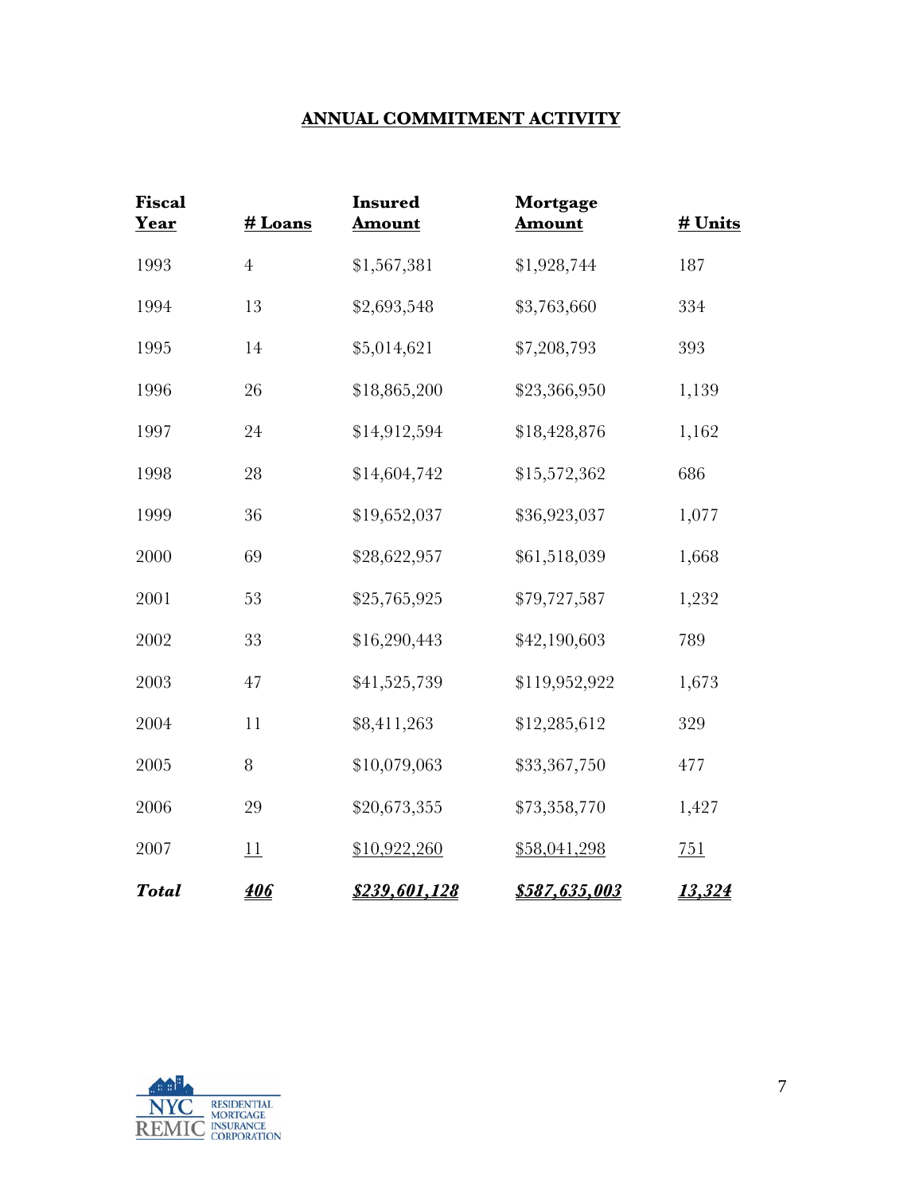## ANNUAL COMMITMENT ACTIVITY

| Fiscal Year | # Loans | Insured Amount | Mortgage Amount | # Units |
|---|---|---|---|---|
| 1993 | 4 | $1,567,381 | $1,928,744 | 187 |
| 1994 | 13 | $2,693,548 | $3,763,660 | 334 |
| 1995 | 14 | $5,014,621 | $7,208,793 | 393 |
| 1996 | 26 | $18,865,200 | $23,366,950 | 1,139 |
| 1997 | 24 | $14,912,594 | $18,428,876 | 1,162 |
| 1998 | 28 | $14,604,742 | $15,572,362 | 686 |
| 1999 | 36 | $19,652,037 | $36,923,037 | 1,077 |
| 2000 | 69 | $28,622,957 | $61,518,039 | 1,668 |
| 2001 | 53 | $25,765,925 | $79,727,587 | 1,232 |
| 2002 | 33 | $16,290,443 | $42,190,603 | 789 |
| 2003 | 47 | $41,525,739 | $119,952,922 | 1,673 |
| 2004 | 11 | $8,411,263 | $12,285,612 | 329 |
| 2005 | 8 | $10,079,063 | $33,367,750 | 477 |
| 2006 | 29 | $20,673,355 | $73,358,770 | 1,427 |
| 2007 | 11 | $10,922,260 | $58,041,298 | 751 |
| ***Total*** | ***406*** | ***$239,601,128*** | ***$587,635,003*** | ***13,324*** |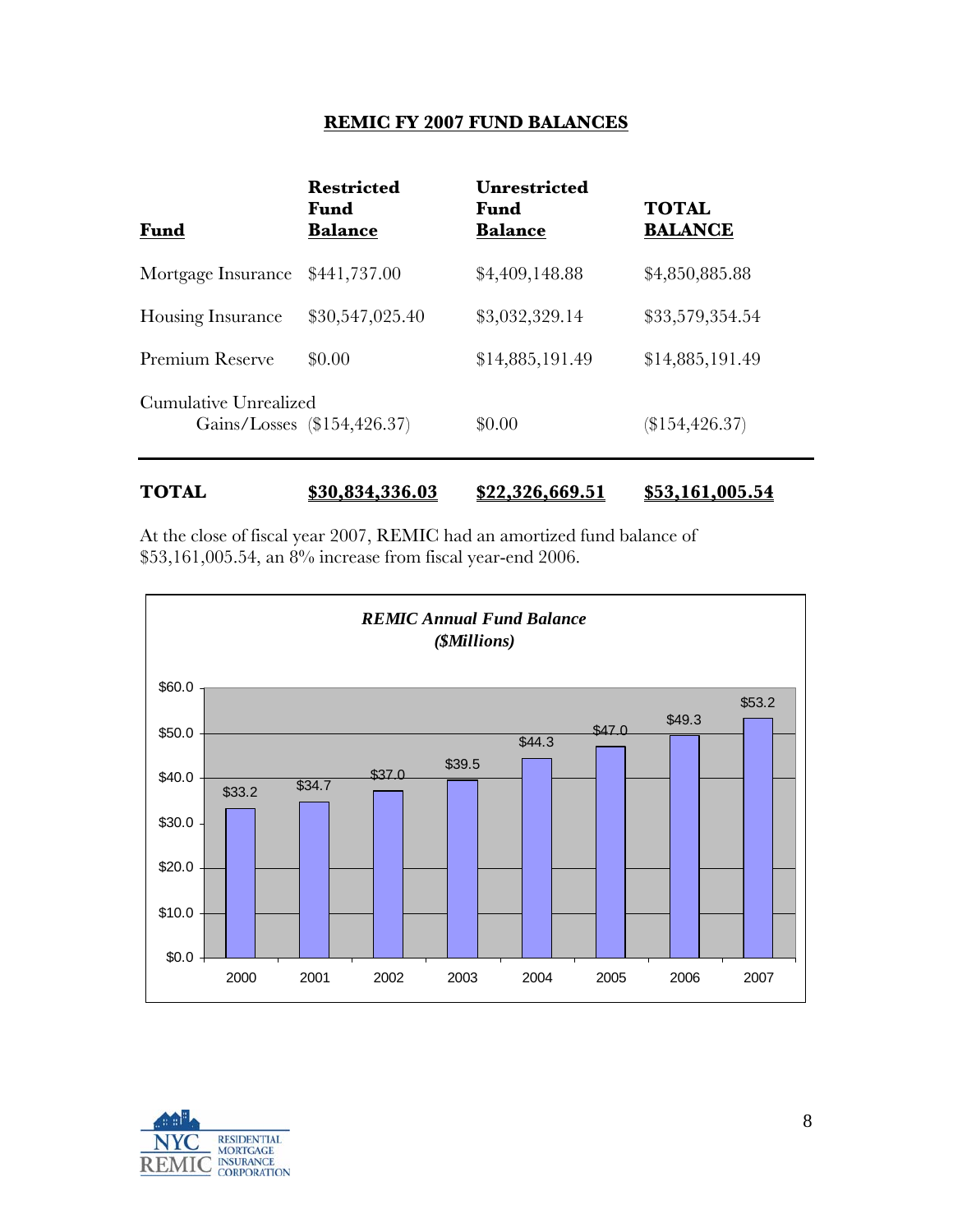## REMIC FY 2007 FUND BALANCES

| Fund | Restricted Fund Balance | Unrestricted Fund Balance | TOTAL BALANCE |
|---|---|---|---|
| Mortgage Insurance | $441,737.00 | $4,409,148.88 | $4,850,885.88 |
| Housing Insurance | $30,547,025.40 | $3,032,329.14 | $33,579,354.54 |
| Premium Reserve | $0.00 | $14,885,191.49 | $14,885,191.49 |
| Cumulative Unrealized Gains/Losses | ($154,426.37) | $0.00 | ($154,426.37) |
| **TOTAL** | **$30,834,336.03** | **$22,326,669.51** | **$53,161,005.54** |

At the close of fiscal year 2007, REMIC had an amortized fund balance of $53,161,005.54, an 8% increase from fiscal year-end 2006.

***REMIC Annual Fund Balance***
***($Millions)***

| Year | Fund Balance ($Millions) |
|---|---|
| 2000 | $33.2 |
| 2001 | $34.7 |
| 2002 | $37.0 |
| 2003 | $39.5 |
| 2004 | $44.3 |
| 2005 | $47.0 |
| 2006 | $49.3 |
| 2007 | $53.2 |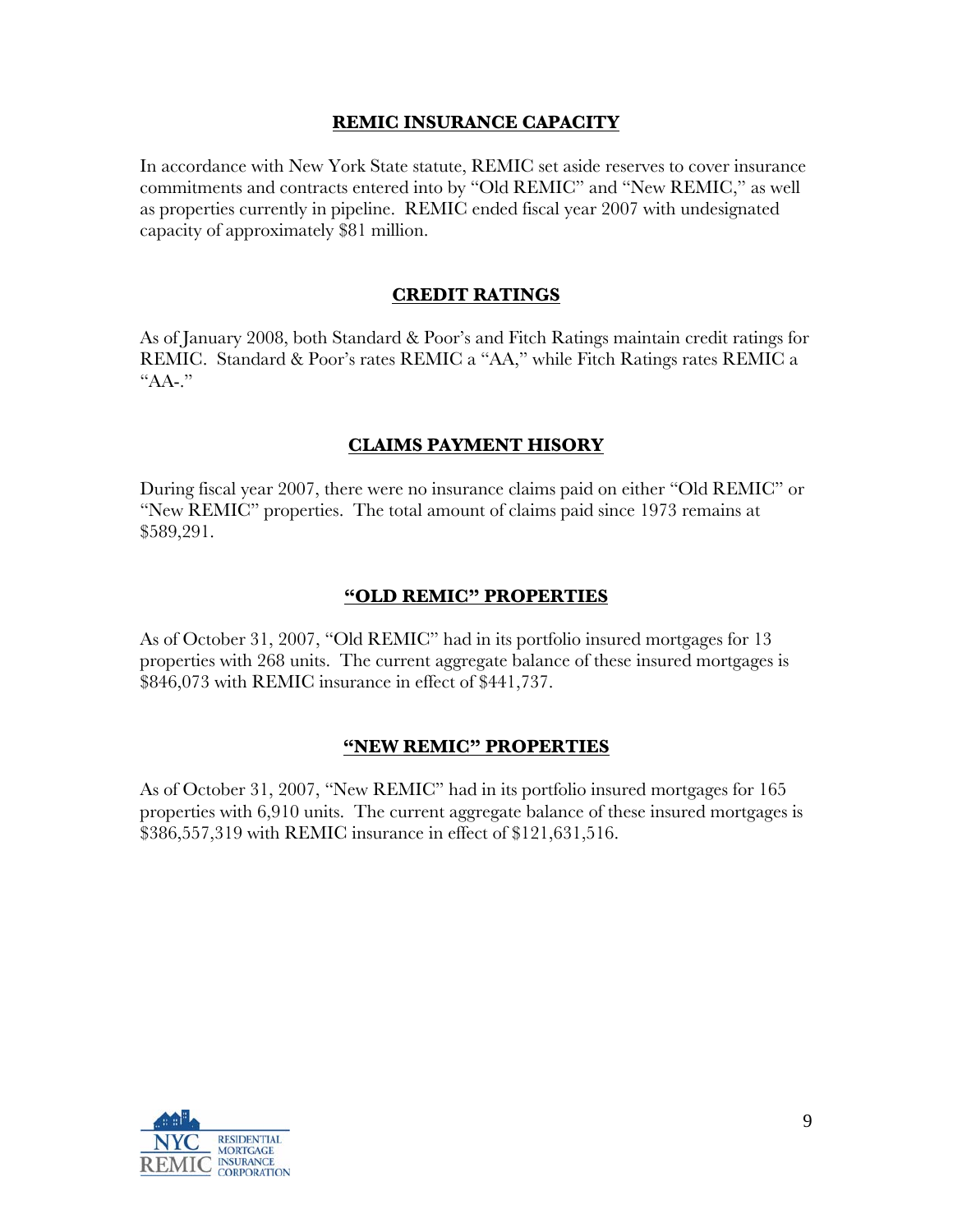## REMIC INSURANCE CAPACITY

In accordance with New York State statute, REMIC set aside reserves to cover insurance commitments and contracts entered into by "Old REMIC" and "New REMIC," as well as properties currently in pipeline. REMIC ended fiscal year 2007 with undesignated capacity of approximately $81 million.

## CREDIT RATINGS

As of January 2008, both Standard & Poor's and Fitch Ratings maintain credit ratings for REMIC. Standard & Poor's rates REMIC a "AA," while Fitch Ratings rates REMIC a "AA-."

## CLAIMS PAYMENT HISORY

During fiscal year 2007, there were no insurance claims paid on either "Old REMIC" or "New REMIC" properties. The total amount of claims paid since 1973 remains at $589,291.

## "OLD REMIC" PROPERTIES

As of October 31, 2007, "Old REMIC" had in its portfolio insured mortgages for 13 properties with 268 units. The current aggregate balance of these insured mortgages is $846,073 with REMIC insurance in effect of $441,737.

## "NEW REMIC" PROPERTIES

As of October 31, 2007, "New REMIC" had in its portfolio insured mortgages for 165 properties with 6,910 units. The current aggregate balance of these insured mortgages is $386,557,319 with REMIC insurance in effect of $121,631,516.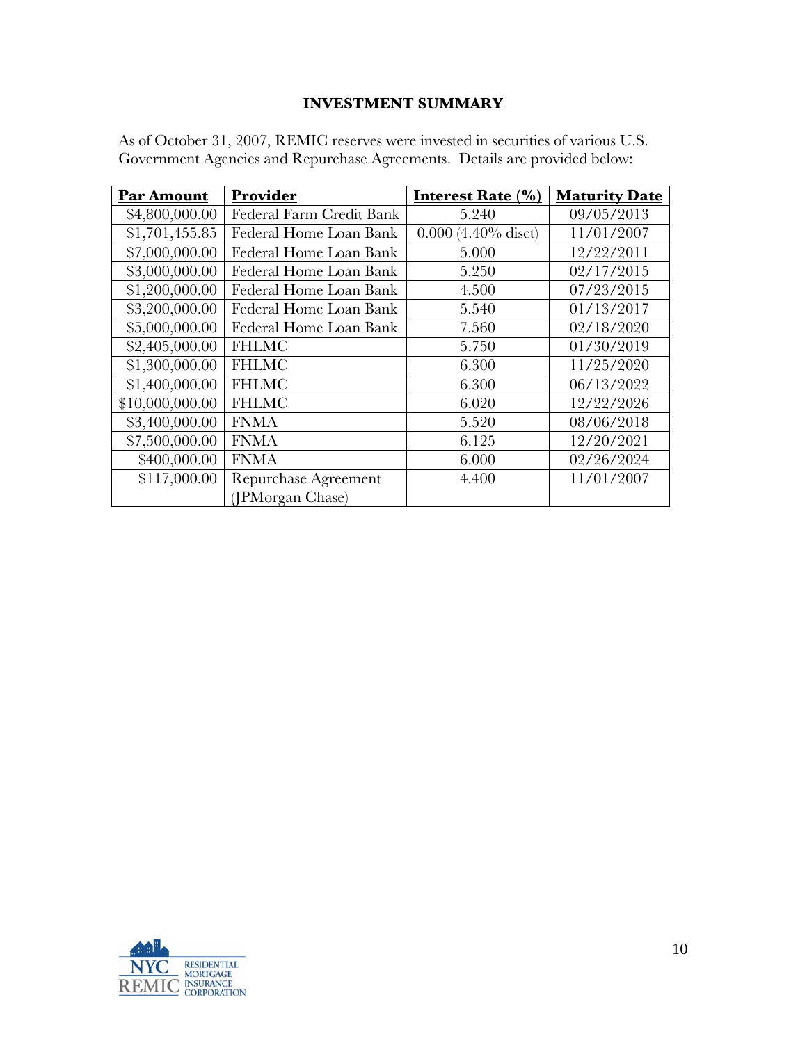## INVESTMENT SUMMARY

As of October 31, 2007, REMIC reserves were invested in securities of various U.S. Government Agencies and Repurchase Agreements. Details are provided below:

| Par Amount | Provider | Interest Rate (%) | Maturity Date |
|---|---|---|---|
| $4,800,000.00 | Federal Farm Credit Bank | 5.240 | 09/05/2013 |
| $1,701,455.85 | Federal Home Loan Bank | 0.000 (4.40% disct) | 11/01/2007 |
| $7,000,000.00 | Federal Home Loan Bank | 5.000 | 12/22/2011 |
| $3,000,000.00 | Federal Home Loan Bank | 5.250 | 02/17/2015 |
| $1,200,000.00 | Federal Home Loan Bank | 4.500 | 07/23/2015 |
| $3,200,000.00 | Federal Home Loan Bank | 5.540 | 01/13/2017 |
| $5,000,000.00 | Federal Home Loan Bank | 7.560 | 02/18/2020 |
| $2,405,000.00 | FHLMC | 5.750 | 01/30/2019 |
| $1,300,000.00 | FHLMC | 6.300 | 11/25/2020 |
| $1,400,000.00 | FHLMC | 6.300 | 06/13/2022 |
| $10,000,000.00 | FHLMC | 6.020 | 12/22/2026 |
| $3,400,000.00 | FNMA | 5.520 | 08/06/2018 |
| $7,500,000.00 | FNMA | 6.125 | 12/20/2021 |
| $400,000.00 | FNMA | 6.000 | 02/26/2024 |
| $117,000.00 | Repurchase Agreement (JPMorgan Chase) | 4.400 | 11/01/2007 |

NYC REMIC RESIDENTIAL MORTGAGE INSURANCE CORPORATION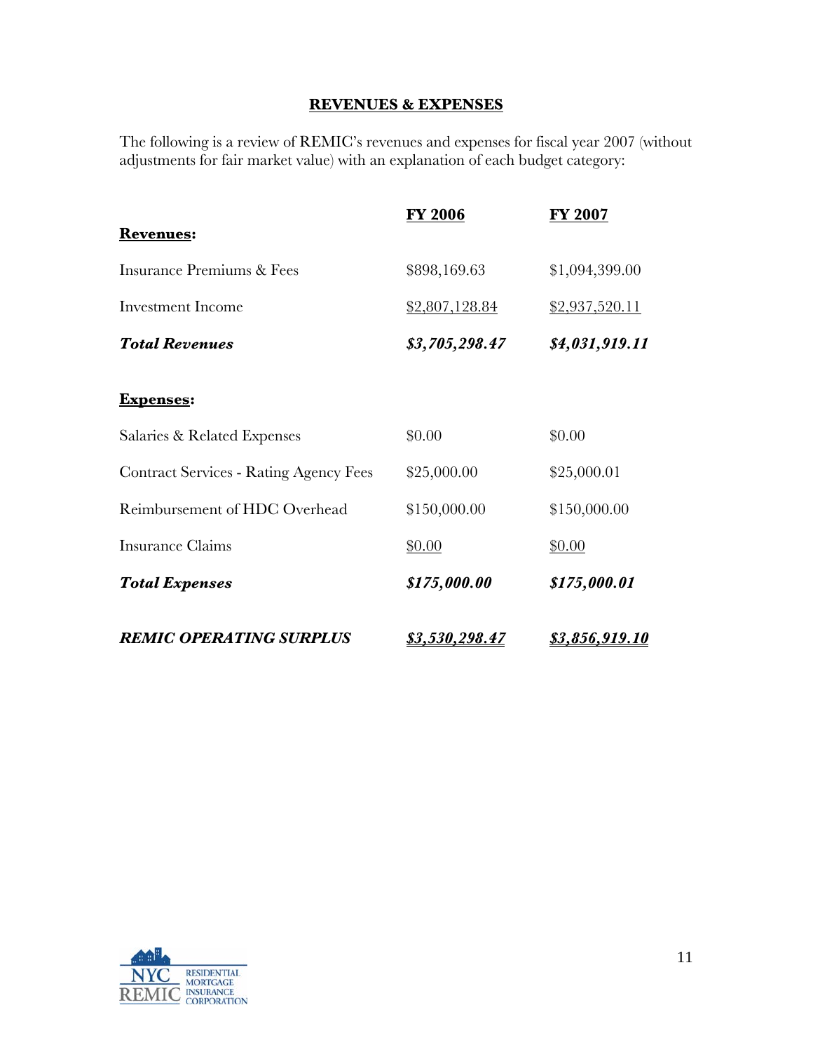## REVENUES & EXPENSES

The following is a review of REMIC's revenues and expenses for fiscal year 2007 (without adjustments for fair market value) with an explanation of each budget category:

| | FY 2006 | FY 2007 |
|---|---|---|
| **Revenues:** | | |
| Insurance Premiums & Fees | $898,169.63 | $1,094,399.00 |
| Investment Income | $2,807,128.84 | $2,937,520.11 |
| ***Total Revenues*** | ***$3,705,298.47*** | ***$4,031,919.11*** |
| **Expenses:** | | |
| Salaries & Related Expenses | $0.00 | $0.00 |
| Contract Services - Rating Agency Fees | $25,000.00 | $25,000.01 |
| Reimbursement of HDC Overhead | $150,000.00 | $150,000.00 |
| Insurance Claims | $0.00 | $0.00 |
| ***Total Expenses*** | ***$175,000.00*** | ***$175,000.01*** |
| ***REMIC OPERATING SURPLUS*** | ***$3,530,298.47*** | ***$3,856,919.10*** |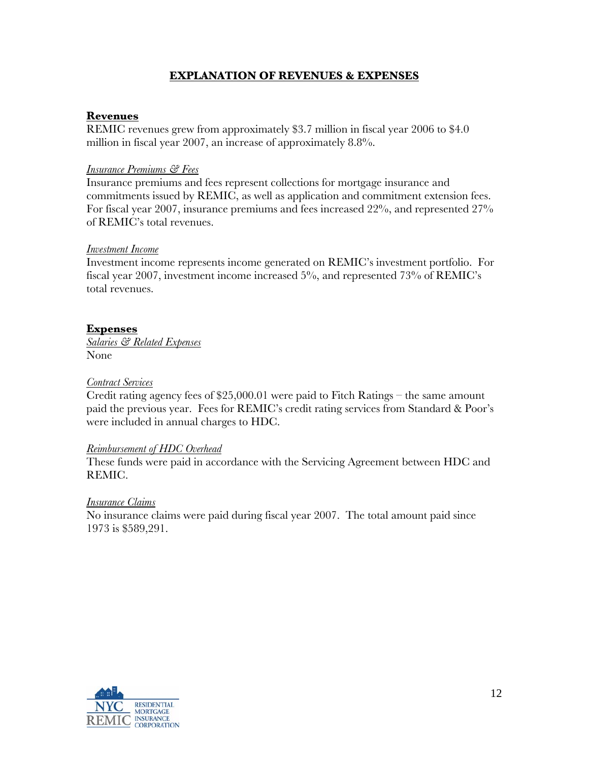# EXPLANATION OF REVENUES & EXPENSES

## Revenues

REMIC revenues grew from approximately $3.7 million in fiscal year 2006 to $4.0 million in fiscal year 2007, an increase of approximately 8.8%.

*Insurance Premiums & Fees*

Insurance premiums and fees represent collections for mortgage insurance and commitments issued by REMIC, as well as application and commitment extension fees. For fiscal year 2007, insurance premiums and fees increased 22%, and represented 27% of REMIC's total revenues.

*Investment Income*

Investment income represents income generated on REMIC's investment portfolio. For fiscal year 2007, investment income increased 5%, and represented 73% of REMIC's total revenues.

## Expenses

*Salaries & Related Expenses*

None

*Contract Services*

Credit rating agency fees of $25,000.01 were paid to Fitch Ratings – the same amount paid the previous year. Fees for REMIC's credit rating services from Standard & Poor's were included in annual charges to HDC.

*Reimbursement of HDC Overhead*

These funds were paid in accordance with the Servicing Agreement between HDC and REMIC.

*Insurance Claims*

No insurance claims were paid during fiscal year 2007. The total amount paid since 1973 is $589,291.